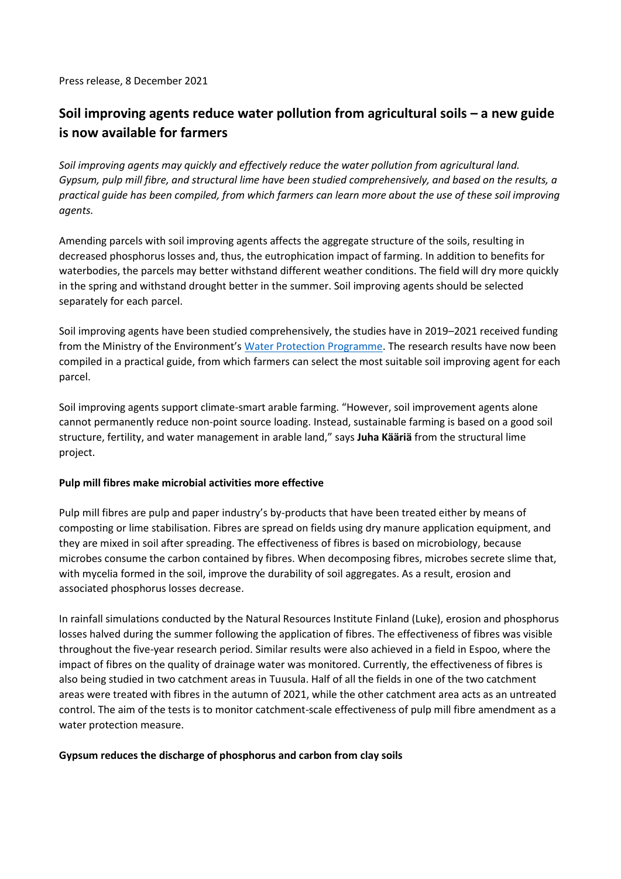Press release, 8 December 2021

# Soil improving agents reduce water pollution from agricultural soils – a new guide is now available for farmers

*Soil improving agents may quickly and effectively reduce the water pollution from agricultural land. Gypsum, pulp mill fibre, and structural lime have been studied comprehensively, and based on the results, a practical guide has been compiled, from which farmers can learn more about the use of these soil improving agents.*

Amending parcels with soil improving agents affects the aggregate structure of the soils, resulting in decreased phosphorus losses and, thus, the eutrophication impact of farming. In addition to benefits for waterbodies, the parcels may better withstand different weather conditions. The field will dry more quickly in the spring and withstand drought better in the summer. Soil improving agents should be selected separately for each parcel.

Soil improving agents have been studied comprehensively, the studies have in 2019–2021 received funding from the Ministry of the Environment's Water Protection Programme. The research results have now been compiled in a practical guide, from which farmers can select the most suitable soil improving agent for each parcel.

Soil improving agents support climate-smart arable farming. "However, soil improvement agents alone cannot permanently reduce non-point source loading. Instead, sustainable farming is based on a good soil structure, fertility, and water management in arable land," says **Juha Kääriä** from the structural lime project.

**Pulp mill fibres make microbial activities more effective**

Pulp mill fibres are pulp and paper industry's by-products that have been treated either by means of composting or lime stabilisation. Fibres are spread on fields using dry manure application equipment, and they are mixed in soil after spreading. The effectiveness of fibres is based on microbiology, because microbes consume the carbon contained by fibres. When decomposing fibres, microbes secrete slime that, with mycelia formed in the soil, improve the durability of soil aggregates. As a result, erosion and associated phosphorus losses decrease.

In rainfall simulations conducted by the Natural Resources Institute Finland (Luke), erosion and phosphorus losses halved during the summer following the application of fibres. The effectiveness of fibres was visible throughout the five-year research period. Similar results were also achieved in a field in Espoo, where the impact of fibres on the quality of drainage water was monitored. Currently, the effectiveness of fibres is also being studied in two catchment areas in Tuusula. Half of all the fields in one of the two catchment areas were treated with fibres in the autumn of 2021, while the other catchment area acts as an untreated control. The aim of the tests is to monitor catchment-scale effectiveness of pulp mill fibre amendment as a water protection measure.

**Gypsum reduces the discharge of phosphorus and carbon from clay soils**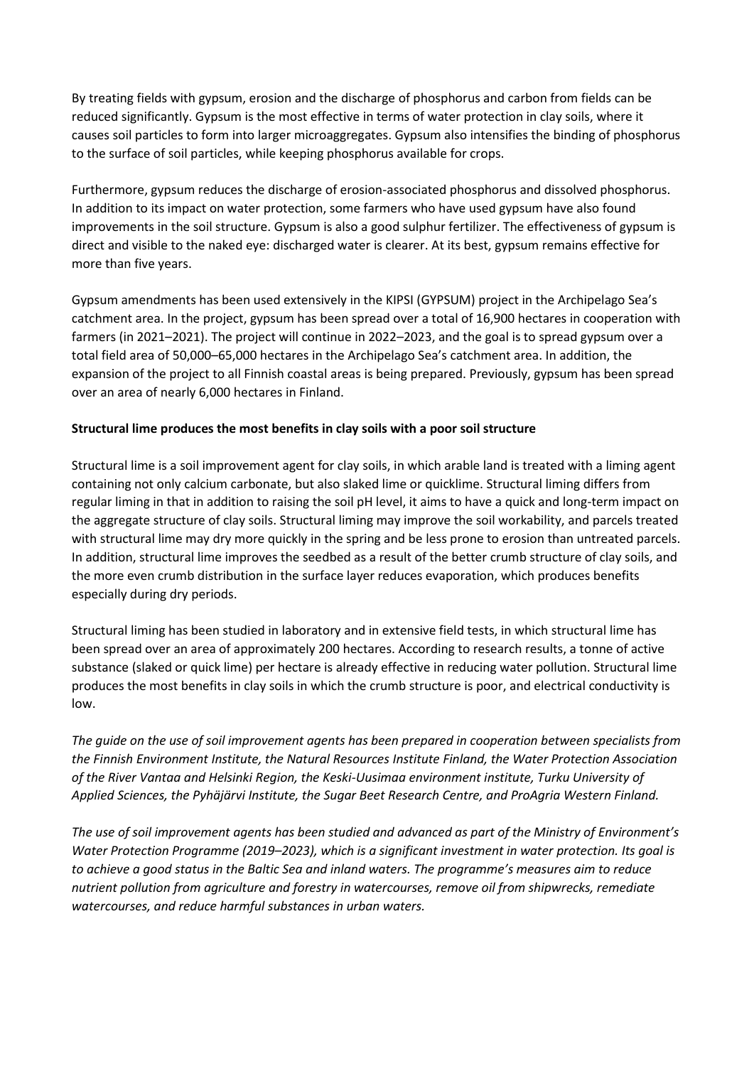By treating fields with gypsum, erosion and the discharge of phosphorus and carbon from fields can be reduced significantly. Gypsum is the most effective in terms of water protection in clay soils, where it causes soil particles to form into larger microaggregates. Gypsum also intensifies the binding of phosphorus to the surface of soil particles, while keeping phosphorus available for crops.

Furthermore, gypsum reduces the discharge of erosion-associated phosphorus and dissolved phosphorus. In addition to its impact on water protection, some farmers who have used gypsum have also found improvements in the soil structure. Gypsum is also a good sulphur fertilizer. The effectiveness of gypsum is direct and visible to the naked eye: discharged water is clearer. At its best, gypsum remains effective for more than five years.

Gypsum amendments has been used extensively in the KIPSI (GYPSUM) project in the Archipelago Sea's catchment area. In the project, gypsum has been spread over a total of 16,900 hectares in cooperation with farmers (in 2021–2021). The project will continue in 2022–2023, and the goal is to spread gypsum over a total field area of 50,000–65,000 hectares in the Archipelago Sea's catchment area. In addition, the expansion of the project to all Finnish coastal areas is being prepared. Previously, gypsum has been spread over an area of nearly 6,000 hectares in Finland.

**Structural lime produces the most benefits in clay soils with a poor soil structure**

Structural lime is a soil improvement agent for clay soils, in which arable land is treated with a liming agent containing not only calcium carbonate, but also slaked lime or quicklime. Structural liming differs from regular liming in that in addition to raising the soil pH level, it aims to have a quick and long-term impact on the aggregate structure of clay soils. Structural liming may improve the soil workability, and parcels treated with structural lime may dry more quickly in the spring and be less prone to erosion than untreated parcels. In addition, structural lime improves the seedbed as a result of the better crumb structure of clay soils, and the more even crumb distribution in the surface layer reduces evaporation, which produces benefits especially during dry periods.

Structural liming has been studied in laboratory and in extensive field tests, in which structural lime has been spread over an area of approximately 200 hectares. According to research results, a tonne of active substance (slaked or quick lime) per hectare is already effective in reducing water pollution. Structural lime produces the most benefits in clay soils in which the crumb structure is poor, and electrical conductivity is low.

*The guide on the use of soil improvement agents has been prepared in cooperation between specialists from the Finnish Environment Institute, the Natural Resources Institute Finland, the Water Protection Association of the River Vantaa and Helsinki Region, the Keski-Uusimaa environment institute, Turku University of Applied Sciences, the Pyhäjärvi Institute, the Sugar Beet Research Centre, and ProAgria Western Finland.*

*The use of soil improvement agents has been studied and advanced as part of the Ministry of Environment's Water Protection Programme (2019–2023), which is a significant investment in water protection. Its goal is to achieve a good status in the Baltic Sea and inland waters. The programme's measures aim to reduce nutrient pollution from agriculture and forestry in watercourses, remove oil from shipwrecks, remediate watercourses, and reduce harmful substances in urban waters.*